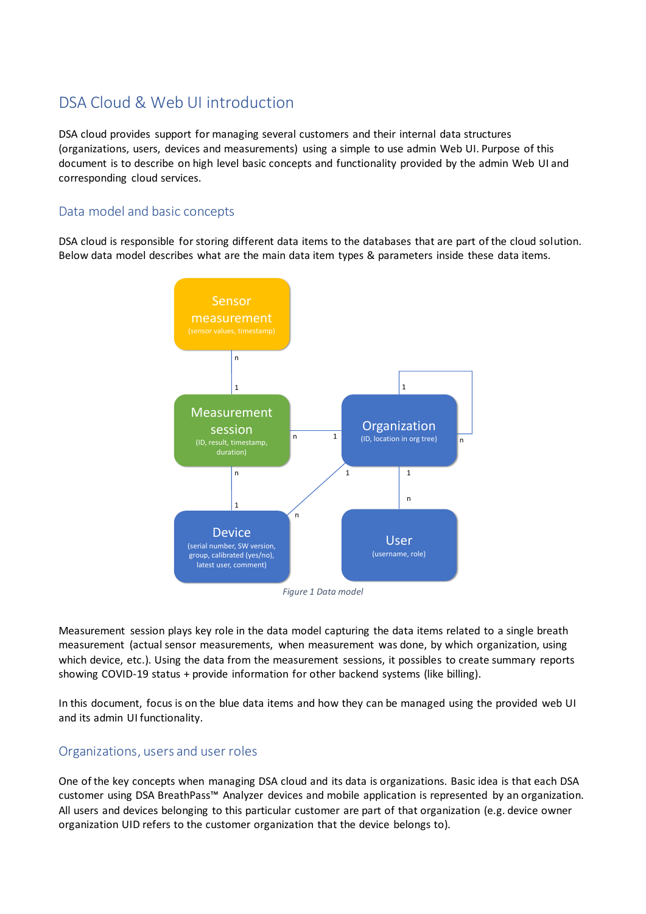# DSA Cloud & Web UI introduction

DSA cloud provides support for managing several customers and their internal data structures (organizations, users, devices and measurements) using a simple to use admin Web UI. Purpose of this document is to describe on high level basic concepts and functionality provided by the admin Web UI and corresponding cloud services.

## Data model and basic concepts

DSA cloud is responsible for storing different data items to the databases that are part of the cloud solution. Below data model describes what are the main data item types & parameters inside these data items.

*Figure 1 Data model*

Measurement session plays key role in the data model capturing the data items related to a single breath measurement (actual sensor measurements, when measurement was done, by which organization, using which device, etc.). Using the data from the measurement sessions, it possibles to create summary reports showing COVID-19 status + provide information for other backend systems (like billing).

In this document, focus is on the blue data items and how they can be managed using the provided web UI and its admin UI functionality.

## Organizations, users and user roles

One of the key concepts when managing DSA cloud and its data is organizations. Basic idea is that each DSA customer using DSA BreathPass™ Analyzer devices and mobile application is represented by an organization. All users and devices belonging to this particular customer are part of that organization (e.g. device owner organization UID refers to the customer organization that the device belongs to).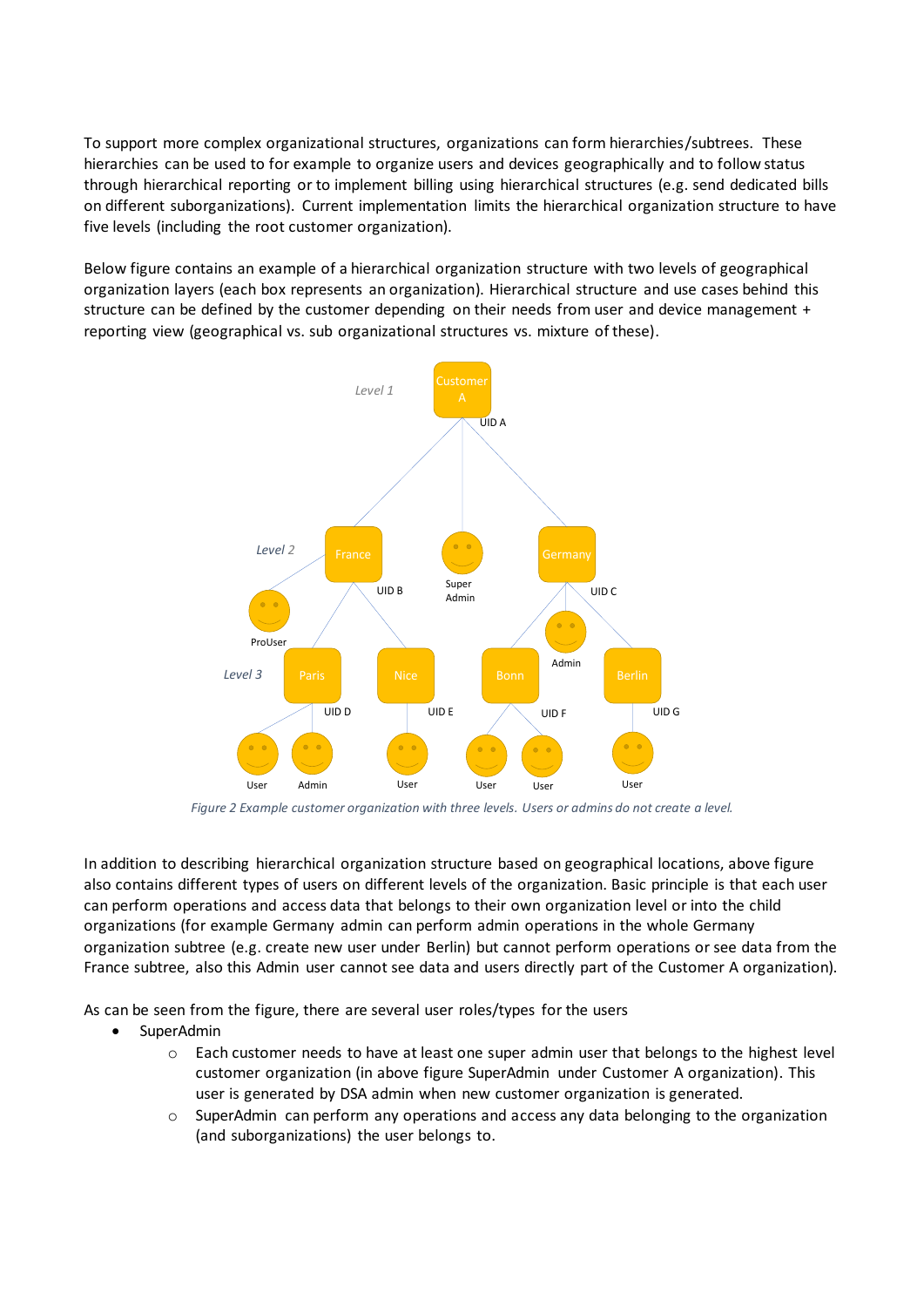To support more complex organizational structures, organizations can form hierarchies/subtrees. These hierarchies can be used to for example to organize users and devices geographically and to follow status through hierarchical reporting or to implement billing using hierarchical structures (e.g. send dedicated bills on different suborganizations). Current implementation limits the hierarchical organization structure to have five levels (including the root customer organization).

Below figure contains an example of a hierarchical organization structure with two levels of geographical organization layers (each box represents an organization). Hierarchical structure and use cases behind this structure can be defined by the customer depending on their needs from user and device management + reporting view (geographical vs. sub organizational structures vs. mixture of these).

*Figure 2 Example customer organization with three levels. Users or admins do not create a level.*

In addition to describing hierarchical organization structure based on geographical locations, above figure also contains different types of users on different levels of the organization. Basic principle is that each user can perform operations and access data that belongs to their own organization level or into the child organizations (for example Germany admin can perform admin operations in the whole Germany organization subtree (e.g. create new user under Berlin) but cannot perform operations or see data from the France subtree, also this Admin user cannot see data and users directly part of the Customer A organization).

As can be seen from the figure, there are several user roles/types for the users

- SuperAdmin
  - Each customer needs to have at least one super admin user that belongs to the highest level customer organization (in above figure SuperAdmin under Customer A organization). This user is generated by DSA admin when new customer organization is generated.
  - SuperAdmin can perform any operations and access any data belonging to the organization (and suborganizations) the user belongs to.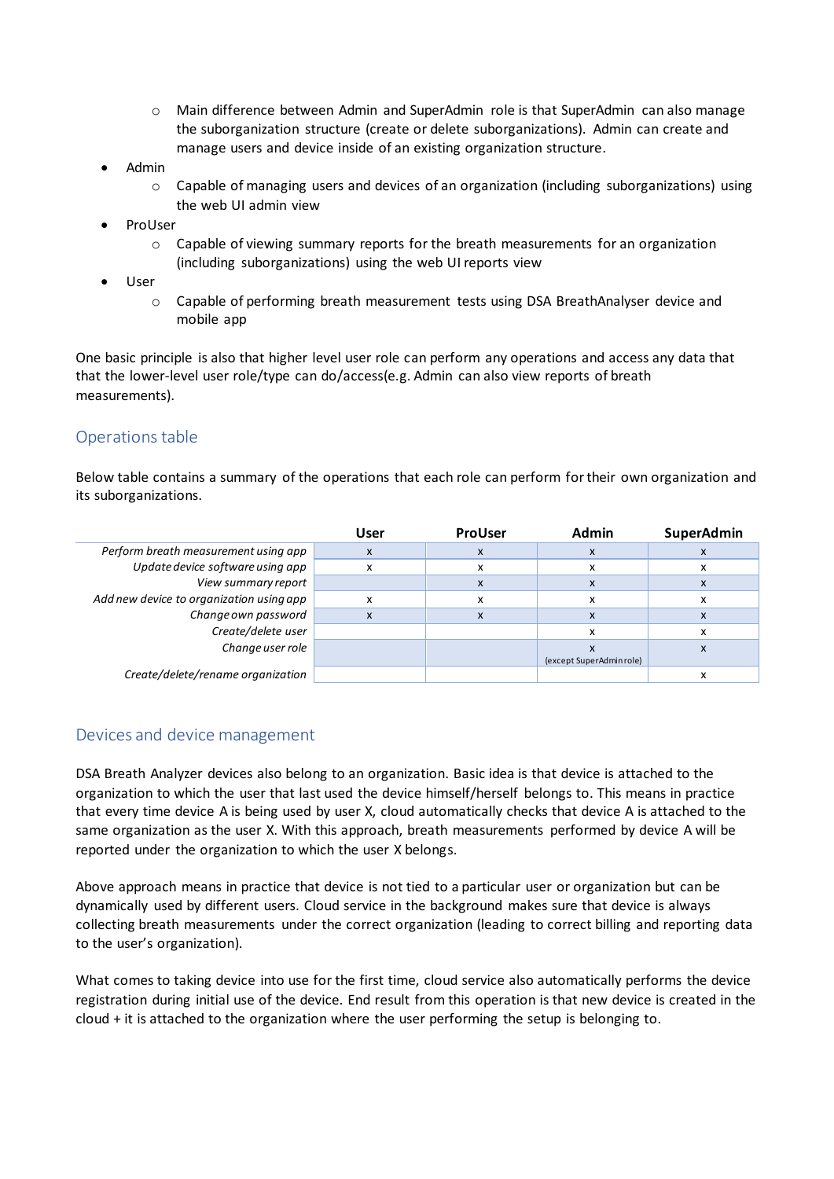- Main difference between Admin and SuperAdmin role is that SuperAdmin can also manage the suborganization structure (create or delete suborganizations). Admin can create and manage users and device inside of an existing organization structure.
- Admin
  - Capable of managing users and devices of an organization (including suborganizations) using the web UI admin view
- ProUser
  - Capable of viewing summary reports for the breath measurements for an organization (including suborganizations) using the web UI reports view
- User
  - Capable of performing breath measurement tests using DSA BreathAnalyser device and mobile app

One basic principle is also that higher level user role can perform any operations and access any data that that the lower-level user role/type can do/access(e.g. Admin can also view reports of breath measurements).

## Operations table

Below table contains a summary of the operations that each role can perform for their own organization and its suborganizations.

| | User | ProUser | Admin | SuperAdmin |
|---|---|---|---|---|
| *Perform breath measurement using app* | x | x | x | x |
| *Update device software using app* | x | x | x | x |
| *View summary report* | | x | x | x |
| *Add new device to organization using app* | x | x | x | x |
| *Change own password* | x | x | x | x |
| *Create/delete user* | | | x | x |
| *Change user role* | | | x (except SuperAdmin role) | x |
| *Create/delete/rename organization* | | | | x |

## Devices and device management

DSA Breath Analyzer devices also belong to an organization. Basic idea is that device is attached to the organization to which the user that last used the device himself/herself belongs to. This means in practice that every time device A is being used by user X, cloud automatically checks that device A is attached to the same organization as the user X. With this approach, breath measurements performed by device A will be reported under the organization to which the user X belongs.

Above approach means in practice that device is not tied to a particular user or organization but can be dynamically used by different users. Cloud service in the background makes sure that device is always collecting breath measurements under the correct organization (leading to correct billing and reporting data to the user's organization).

What comes to taking device into use for the first time, cloud service also automatically performs the device registration during initial use of the device. End result from this operation is that new device is created in the cloud + it is attached to the organization where the user performing the setup is belonging to.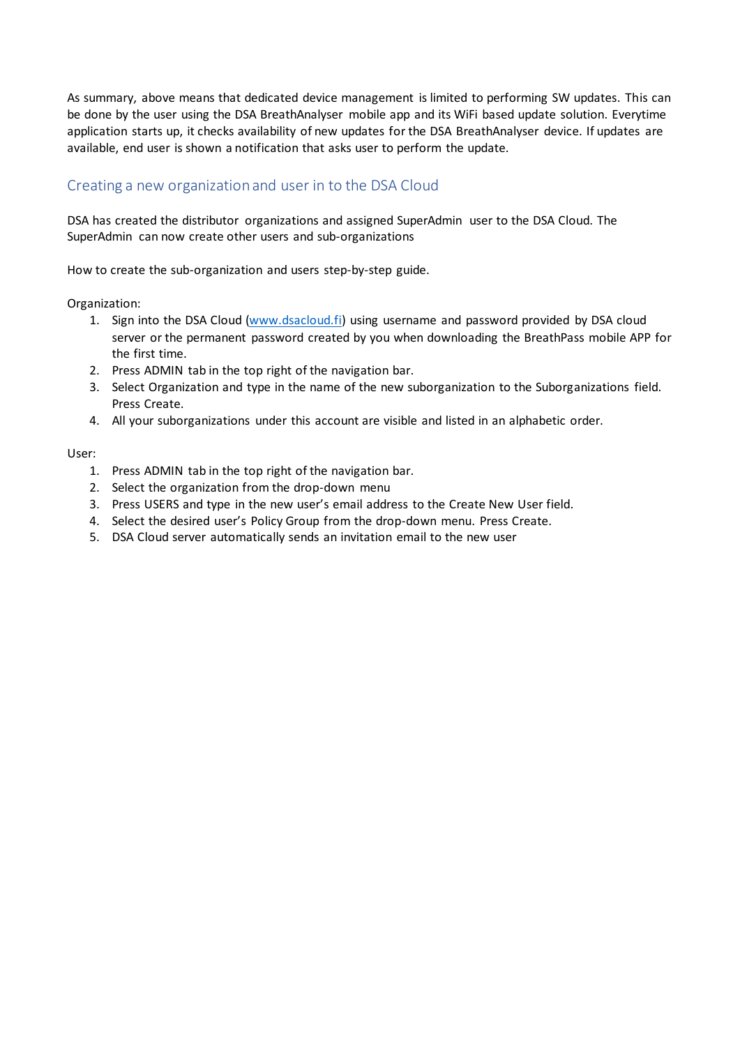As summary, above means that dedicated device management is limited to performing SW updates. This can be done by the user using the DSA BreathAnalyser mobile app and its WiFi based update solution. Everytime application starts up, it checks availability of new updates for the DSA BreathAnalyser device. If updates are available, end user is shown a notification that asks user to perform the update.

## Creating a new organization and user in to the DSA Cloud

DSA has created the distributor organizations and assigned SuperAdmin user to the DSA Cloud. The SuperAdmin can now create other users and sub-organizations

How to create the sub-organization and users step-by-step guide.

Organization:

1. Sign into the DSA Cloud ([www.dsacloud.fi](http://www.dsacloud.fi)) using username and password provided by DSA cloud server or the permanent password created by you when downloading the BreathPass mobile APP for the first time.
2. Press ADMIN tab in the top right of the navigation bar.
3. Select Organization and type in the name of the new suborganization to the Suborganizations field. Press Create.
4. All your suborganizations under this account are visible and listed in an alphabetic order.

User:

1. Press ADMIN tab in the top right of the navigation bar.
2. Select the organization from the drop-down menu
3. Press USERS and type in the new user's email address to the Create New User field.
4. Select the desired user's Policy Group from the drop-down menu. Press Create.
5. DSA Cloud server automatically sends an invitation email to the new user